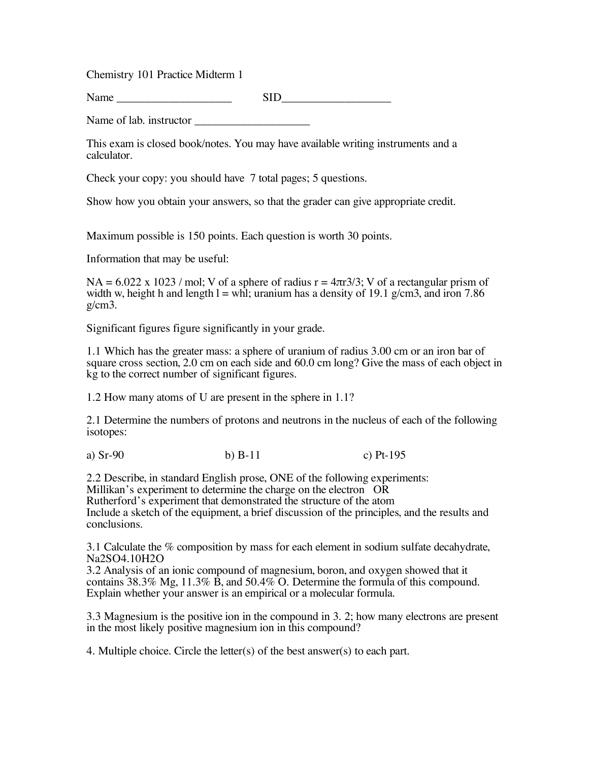# Chemistry 101 Practice Midterm 1

Name ____________________ SID___________________

Name of lab. instructor ____________________

This exam is closed book/notes. You may have available writing instruments and a calculator.

Check your copy: you should have 7 total pages; 5 questions.

Show how you obtain your answers, so that the grader can give appropriate credit.

Maximum possible is 150 points. Each question is worth 30 points.

Information that may be useful:

NA = 6.022 x 1023 / mol; V of a sphere of radius r = 4πr3/3; V of a rectangular prism of width w, height h and length l = whl; uranium has a density of 19.1 g/cm3, and iron 7.86 g/cm3.

Significant figures figure significantly in your grade.

1.1 Which has the greater mass: a sphere of uranium of radius 3.00 cm or an iron bar of square cross section, 2.0 cm on each side and 60.0 cm long? Give the mass of each object in kg to the correct number of significant figures.

1.2 How many atoms of U are present in the sphere in 1.1?

2.1 Determine the numbers of protons and neutrons in the nucleus of each of the following isotopes:

a) Sr-90 b) B-11 c) Pt-195

2.2 Describe, in standard English prose, ONE of the following experiments:
Millikan's experiment to determine the charge on the electron OR
Rutherford's experiment that demonstrated the structure of the atom
Include a sketch of the equipment, a brief discussion of the principles, and the results and conclusions.

3.1 Calculate the % composition by mass for each element in sodium sulfate decahydrate, Na2SO4.10H2O

3.2 Analysis of an ionic compound of magnesium, boron, and oxygen showed that it contains 38.3% Mg, 11.3% B, and 50.4% O. Determine the formula of this compound. Explain whether your answer is an empirical or a molecular formula.

3.3 Magnesium is the positive ion in the compound in 3. 2; how many electrons are present in the most likely positive magnesium ion in this compound?

4. Multiple choice. Circle the letter(s) of the best answer(s) to each part.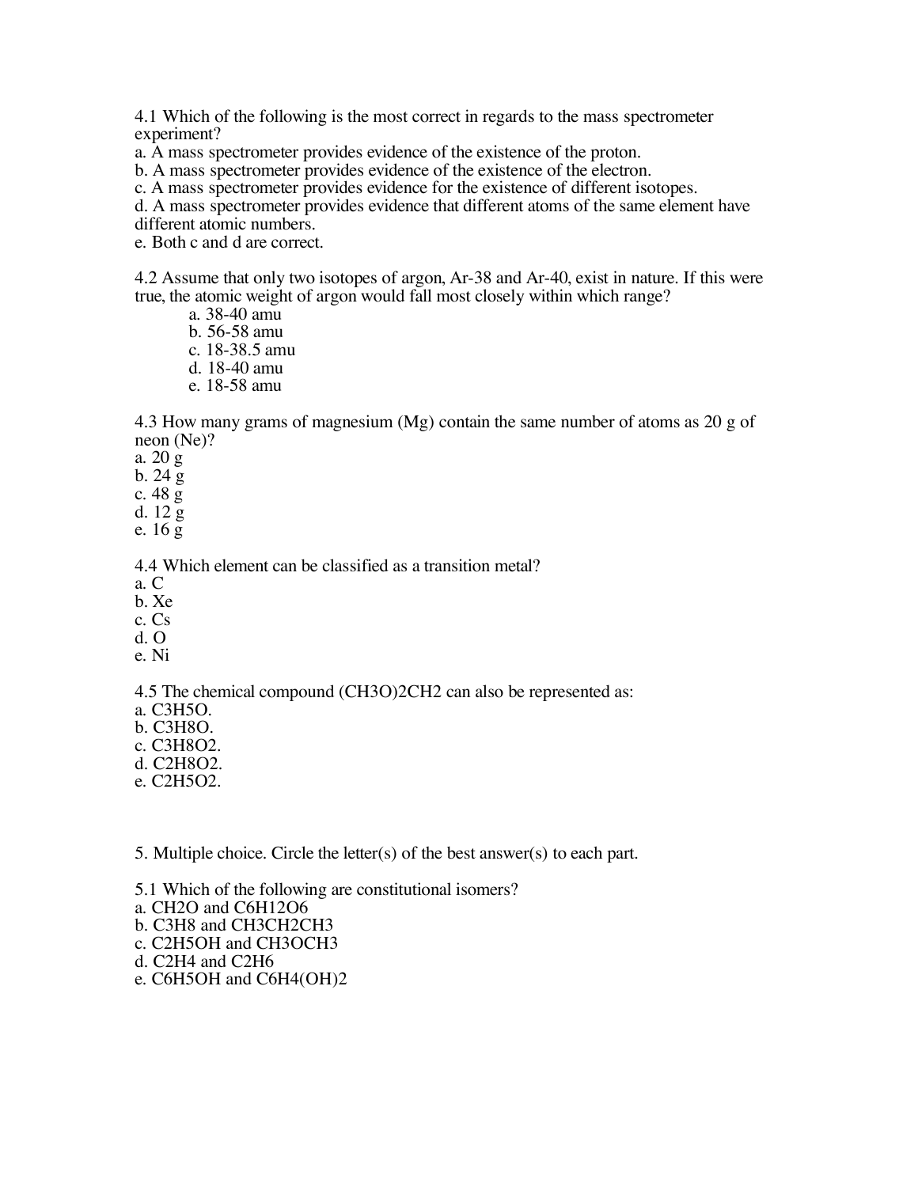4.1 Which of the following is the most correct in regards to the mass spectrometer experiment?

a. A mass spectrometer provides evidence of the existence of the proton.
b. A mass spectrometer provides evidence of the existence of the electron.
c. A mass spectrometer provides evidence for the existence of different isotopes.
d. A mass spectrometer provides evidence that different atoms of the same element have different atomic numbers.
e. Both c and d are correct.

4.2 Assume that only two isotopes of argon, Ar-38 and Ar-40, exist in nature. If this were true, the atomic weight of argon would fall most closely within which range?

a. 38-40 amu
b. 56-58 amu
c. 18-38.5 amu
d. 18-40 amu
e. 18-58 amu

4.3 How many grams of magnesium (Mg) contain the same number of atoms as 20 g of neon (Ne)?

a. 20 g
b. 24 g
c. 48 g
d. 12 g
e. 16 g

4.4 Which element can be classified as a transition metal?

a. C
b. Xe
c. Cs
d. O
e. Ni

4.5 The chemical compound $(CH_3O)_2CH_2$ can also be represented as:

a. $C_3H_5O$.
b. $C_3H_8O$.
c. $C_3H_8O_2$.
d. $C_2H_8O_2$.
e. $C_2H_5O_2$.

5. Multiple choice. Circle the letter(s) of the best answer(s) to each part.

5.1 Which of the following are constitutional isomers?

a. $CH_2O$ and $C_6H_{12}O_6$
b. $C_3H_8$ and $CH_3CH_2CH_3$
c. $C_2H_5OH$ and $CH_3OCH_3$
d. $C_2H_4$ and $C_2H_6$
e. $C_6H_5OH$ and $C_6H_4(OH)_2$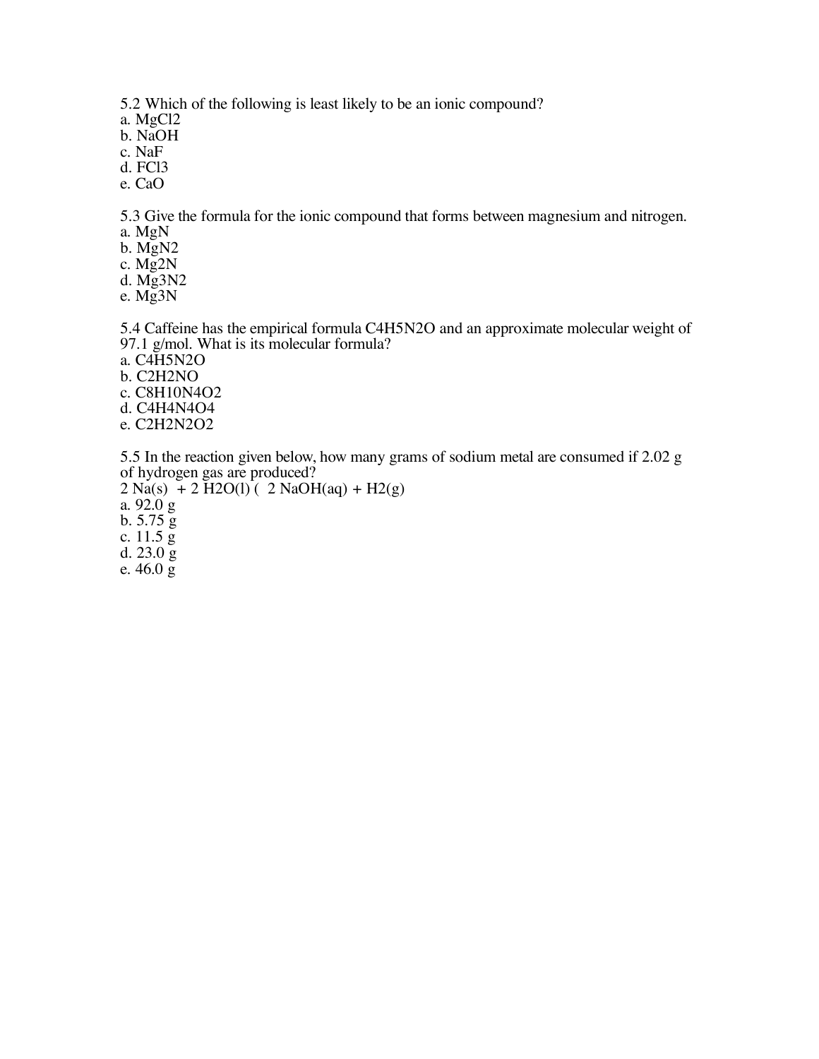5.2 Which of the following is least likely to be an ionic compound?

a. $MgCl_2$

b. NaOH

c. NaF

d. $FCl_3$

e. CaO

5.3 Give the formula for the ionic compound that forms between magnesium and nitrogen.

a. MgN

b. $MgN_2$

c. $Mg_2N$

d. $Mg_3N_2$

e. $Mg_3N$

5.4 Caffeine has the empirical formula $C_4H_5N_2O$ and an approximate molecular weight of 97.1 g/mol. What is its molecular formula?

a. $C_4H_5N_2O$

b. $C_2H_2NO$

c. $C_8H_{10}N_4O_2$

d. $C_4H_4N_4O_4$

e. $C_2H_2N_2O_2$

5.5 In the reaction given below, how many grams of sodium metal are consumed if 2.02 g of hydrogen gas are produced?

2 Na(s) + 2 $H_2O$(l) ( 2 NaOH(aq) + $H_2$(g)

a. 92.0 g

b. 5.75 g

c. 11.5 g

d. 23.0 g

e. 46.0 g